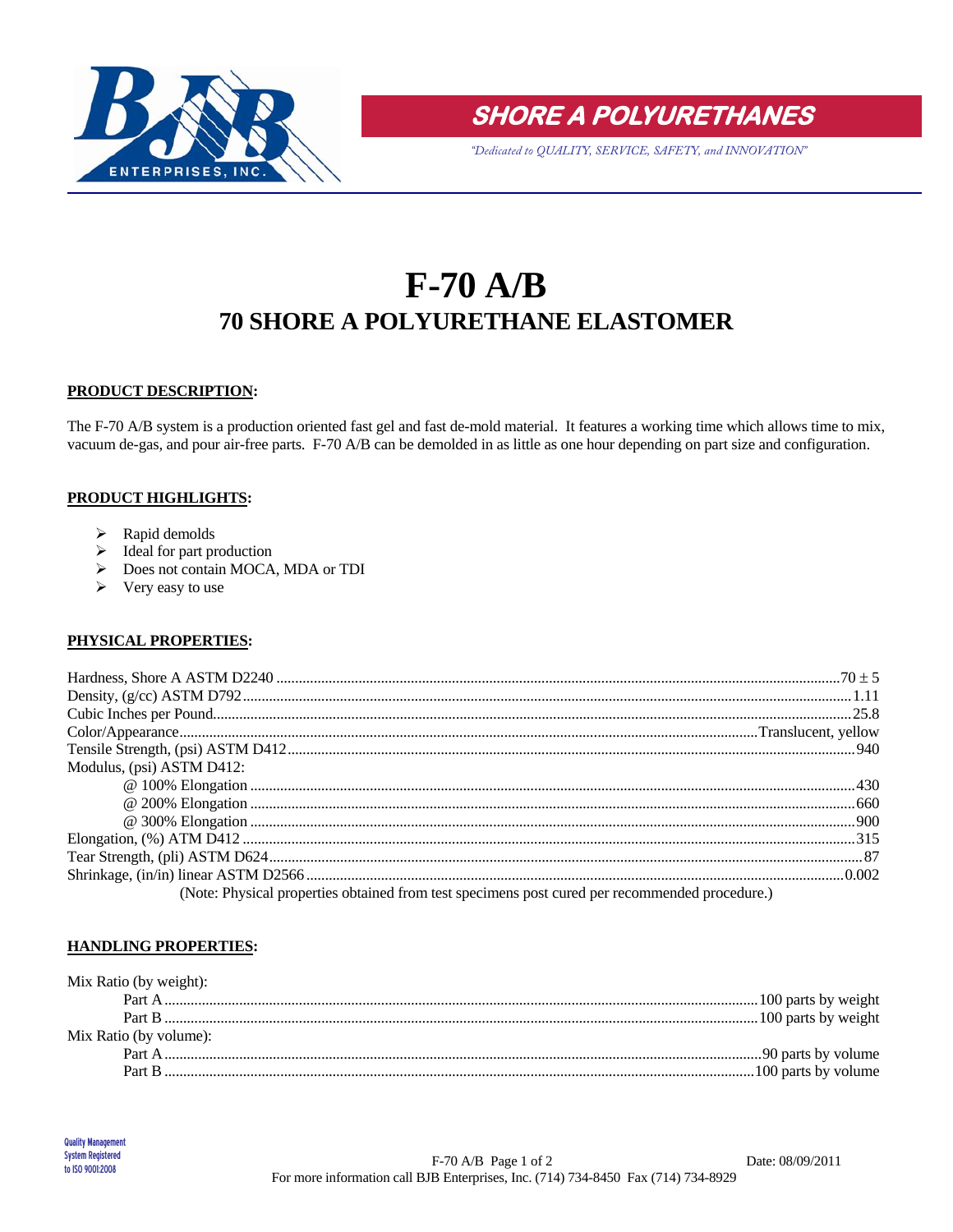SHORE A POLYURETHANES

*"Dedicated to QUALITY, SERVICE, SAFETY, and INNOVATION"*

# F-70 A/B

## 70 SHORE A POLYURETHANE ELASTOMER

**PRODUCT DESCRIPTION:**

The F-70 A/B system is a production oriented fast gel and fast de-mold material. It features a working time which allows time to mix, vacuum de-gas, and pour air-free parts. F-70 A/B can be demolded in as little as one hour depending on part size and configuration.

**PRODUCT HIGHLIGHTS:**

- Rapid demolds
- Ideal for part production
- Does not contain MOCA, MDA or TDI
- Very easy to use

**PHYSICAL PROPERTIES:**

| Property | Value |
|---|---|
| Hardness, Shore A ASTM D2240 | 70 ± 5 |
| Density, (g/cc) ASTM D792 | 1.11 |
| Cubic Inches per Pound | 25.8 |
| Color/Appearance | Translucent, yellow |
| Tensile Strength, (psi) ASTM D412 | 940 |
| Modulus, (psi) ASTM D412: | |
| @ 100% Elongation | 430 |
| @ 200% Elongation | 660 |
| @ 300% Elongation | 900 |
| Elongation, (%) ATM D412 | 315 |
| Tear Strength, (pli) ASTM D624 | 87 |
| Shrinkage, (in/in) linear ASTM D2566 | 0.002 |

(Note: Physical properties obtained from test specimens post cured per recommended procedure.)

**HANDLING PROPERTIES:**

| Property | Value |
|---|---|
| Mix Ratio (by weight): | |
| Part A | 100 parts by weight |
| Part B | 100 parts by weight |
| Mix Ratio (by volume): | |
| Part A | 90 parts by volume |
| Part B | 100 parts by volume |

Quality Management System Registered to ISO 9001:2008

Date: 08/09/2011

For more information call BJB Enterprises, Inc. (714) 734-8450 Fax (714) 734-8929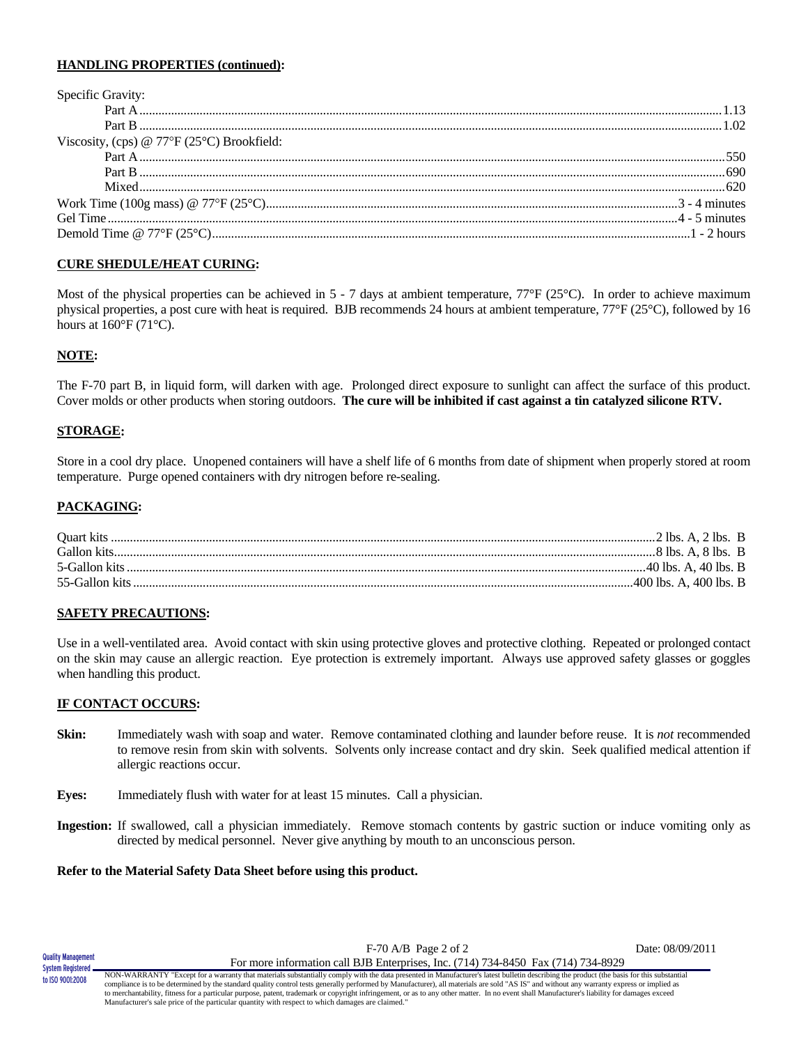## HANDLING PROPERTIES (continued):

| | |
|---|---|
| Specific Gravity: | |
| Part A | 1.13 |
| Part B | 1.02 |
| Viscosity, (cps) @ 77°F (25°C) Brookfield: | |
| Part A | 550 |
| Part B | 690 |
| Mixed | 620 |
| Work Time (100g mass) @ 77°F (25°C) | 3 - 4 minutes |
| Gel Time | 4 - 5 minutes |
| Demold Time @ 77°F (25°C) | 1 - 2 hours |

## CURE SHEDULE/HEAT CURING:

Most of the physical properties can be achieved in 5 - 7 days at ambient temperature, 77°F (25°C). In order to achieve maximum physical properties, a post cure with heat is required. BJB recommends 24 hours at ambient temperature, 77°F (25°C), followed by 16 hours at 160°F (71°C).

## NOTE:

The F-70 part B, in liquid form, will darken with age. Prolonged direct exposure to sunlight can affect the surface of this product. Cover molds or other products when storing outdoors. **The cure will be inhibited if cast against a tin catalyzed silicone RTV.**

## STORAGE:

Store in a cool dry place. Unopened containers will have a shelf life of 6 months from date of shipment when properly stored at room temperature. Purge opened containers with dry nitrogen before re-sealing.

## PACKAGING:

| | |
|---|---|
| Quart kits | 2 lbs. A, 2 lbs. B |
| Gallon kits | 8 lbs. A, 8 lbs. B |
| 5-Gallon kits | 40 lbs. A, 40 lbs. B |
| 55-Gallon kits | 400 lbs. A, 400 lbs. B |

## SAFETY PRECAUTIONS:

Use in a well-ventilated area. Avoid contact with skin using protective gloves and protective clothing. Repeated or prolonged contact on the skin may cause an allergic reaction. Eye protection is extremely important. Always use approved safety glasses or goggles when handling this product.

## IF CONTACT OCCURS:

**Skin:** Immediately wash with soap and water. Remove contaminated clothing and launder before reuse. It is *not* recommended to remove resin from skin with solvents. Solvents only increase contact and dry skin. Seek qualified medical attention if allergic reactions occur.

**Eyes:** Immediately flush with water for at least 15 minutes. Call a physician.

**Ingestion:** If swallowed, call a physician immediately. Remove stomach contents by gastric suction or induce vomiting only as directed by medical personnel. Never give anything by mouth to an unconscious person.

**Refer to the Material Safety Data Sheet before using this product.**

F-70 A/B Date: 08/09/2011

For more information call BJB Enterprises, Inc. (714) 734-8450 Fax (714) 734-8929

Quality Management System Registered to ISO 9001:2008

NON-WARRANTY "Except for a warranty that materials substantially comply with the data presented in Manufacturer's latest bulletin describing the product (the basis for this substantial compliance is to be determined by the standard quality control tests generally performed by Manufacturer), all materials are sold "AS IS" and without any warranty express or implied as to merchantability, fitness for a particular purpose, patent, trademark or copyright infringement, or as to any other matter. In no event shall Manufacturer's liability for damages exceed Manufacturer's sale price of the particular quantity with respect to which damages are claimed."